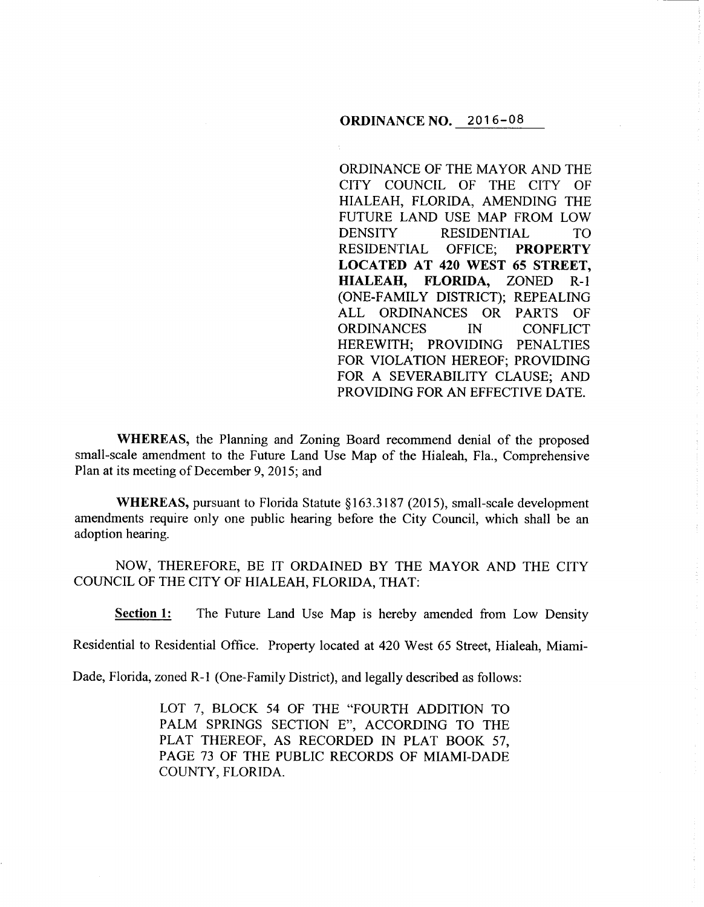**ORDINANCE NO. 2016-08**

ORDINANCE OF THE MAYOR AND THE CITY COUNCIL OF THE CITY OF HIALEAH, FLORIDA, AMENDING THE FUTURE LAND USE MAP FROM LOW DENSITY RESIDENTIAL TO RESIDENTIAL OFFICE; **PROPERTY LOCATED AT 420 WEST 65 STREET, HIALEAH, FLORIDA,** ZONED R-1 (ONE-FAMILY DISTRICT); REPEALING ALL ORDINANCES OR PARTS OF ORDINANCES IN CONFLICT HEREWITH; PROVIDING PENALTIES FOR VIOLATION HEREOF; PROVIDING FOR A SEVERABILITY CLAUSE; AND PROVIDING FOR AN EFFECTIVE DATE.

**WHEREAS,** the Planning and Zoning Board recommend denial of the proposed small-scale amendment to the Future Land Use Map of the Hialeah, Fla., Comprehensive Plan at its meeting of December 9, 2015; and

**WHEREAS,** pursuant to Florida Statute §163.3187 (2015), small-scale development amendments require only one public hearing before the City Council, which shall be an adoption hearing.

NOW, THEREFORE, BE IT ORDAINED BY THE MAYOR AND THE CITY COUNCIL OF THE CITY OF HIALEAH, FLORIDA, THAT:

**Section 1:** The Future Land Use Map is hereby amended from Low Density Residential to Residential Office. Property located at 420 West 65 Street, Hialeah, Miami-Dade, Florida, zoned R-1 (One-Family District), and legally described as follows:

LOT 7, BLOCK 54 OF THE "FOURTH ADDITION TO PALM SPRINGS SECTION E", ACCORDING TO THE PLAT THEREOF, AS RECORDED IN PLAT BOOK 57, PAGE 73 OF THE PUBLIC RECORDS OF MIAMI-DADE COUNTY, FLORIDA.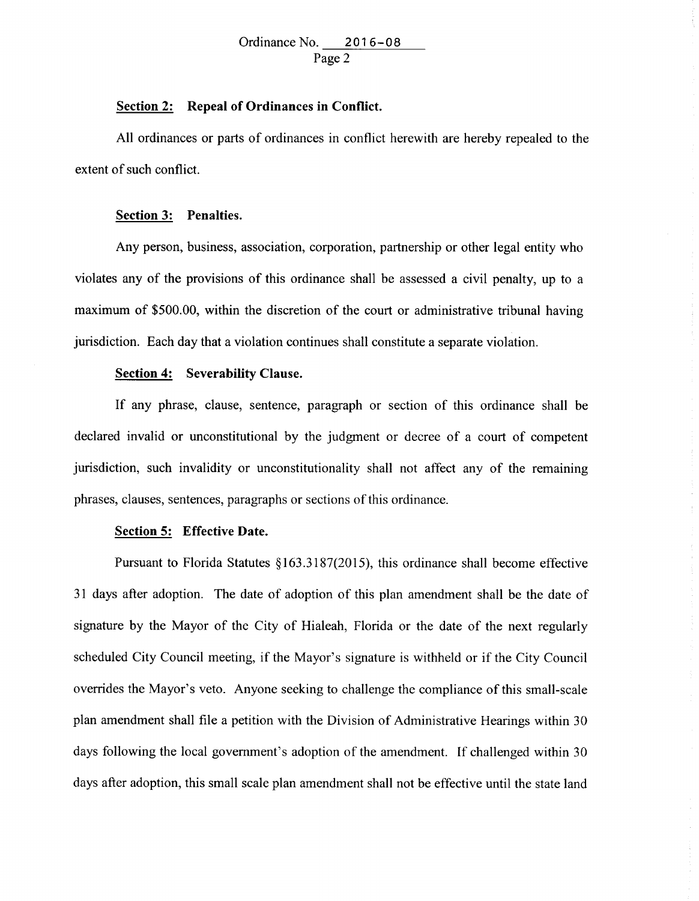**Section 2: Repeal of Ordinances in Conflict.**

All ordinances or parts of ordinances in conflict herewith are hereby repealed to the extent of such conflict.

**Section 3: Penalties.**

Any person, business, association, corporation, partnership or other legal entity who violates any of the provisions of this ordinance shall be assessed a civil penalty, up to a maximum of $500.00, within the discretion of the court or administrative tribunal having jurisdiction. Each day that a violation continues shall constitute a separate violation.

**Section 4: Severability Clause.**

If any phrase, clause, sentence, paragraph or section of this ordinance shall be declared invalid or unconstitutional by the judgment or decree of a court of competent jurisdiction, such invalidity or unconstitutionality shall not affect any of the remaining phrases, clauses, sentences, paragraphs or sections of this ordinance.

**Section 5: Effective Date.**

Pursuant to Florida Statutes §163.3187(2015), this ordinance shall become effective 31 days after adoption. The date of adoption of this plan amendment shall be the date of signature by the Mayor of the City of Hialeah, Florida or the date of the next regularly scheduled City Council meeting, if the Mayor's signature is withheld or if the City Council overrides the Mayor's veto. Anyone seeking to challenge the compliance of this small-scale plan amendment shall file a petition with the Division of Administrative Hearings within 30 days following the local government's adoption of the amendment. If challenged within 30 days after adoption, this small scale plan amendment shall not be effective until the state land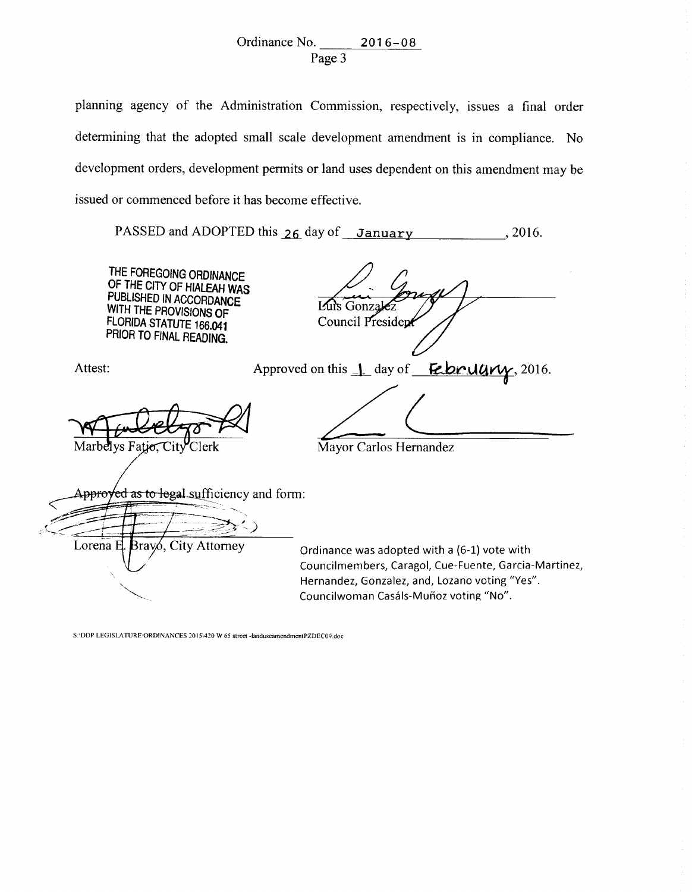Ordinance No. 2016-08

planning agency of the Administration Commission, respectively, issues a final order determining that the adopted small scale development amendment is in compliance. No development orders, development permits or land uses dependent on this amendment may be issued or commenced before it has become effective.

PASSED and ADOPTED this 26 day of January, 2016.

THE FOREGOING ORDINANCE OF THE CITY OF HIALEAH WAS PUBLISHED IN ACCORDANCE WITH THE PROVISIONS OF FLORIDA STATUTE 166.041 PRIOR TO FINAL READING.

Luis Gonzalez
Council President

Attest:

Approved on this 1 day of February, 2016.

Marbelys Fatjo, City Clerk

Mayor Carlos Hernandez

Approved as to legal sufficiency and form:

Lorena E. Bravo, City Attorney

Ordinance was adopted with a (6-1) vote with Councilmembers, Caragol, Cue-Fuente, Garcia-Martinez, Hernandez, Gonzalez, and, Lozano voting "Yes". Councilwoman Casáls-Muñoz voting "No".

S:\DDP LEGISLATURE\ORDINANCES 2015\420 W 65 street -landuseamendmentPZDEC09.doc